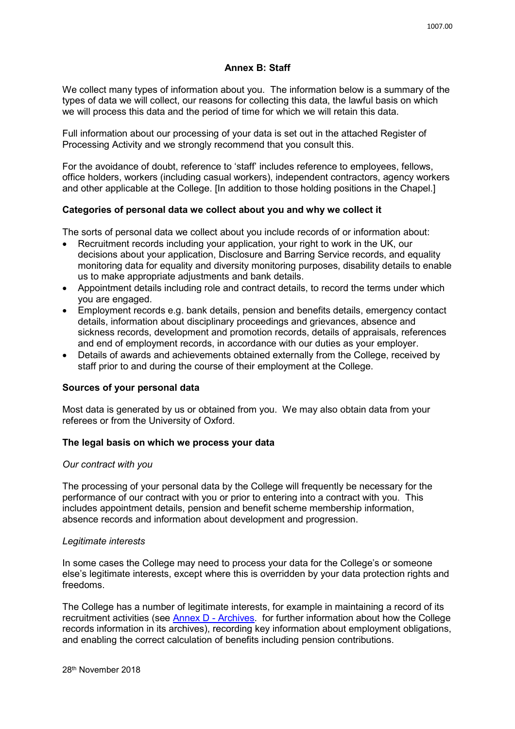# Annex B: Staff

We collect many types of information about you. The information below is a summary of the types of data we will collect, our reasons for collecting this data, the lawful basis on which we will process this data and the period of time for which we will retain this data.

Full information about our processing of your data is set out in the attached Register of Processing Activity and we strongly recommend that you consult this.

For the avoidance of doubt, reference to 'staff' includes reference to employees, fellows, office holders, workers (including casual workers), independent contractors, agency workers and other applicable at the College. [In addition to those holding positions in the Chapel.]

## Categories of personal data we collect about you and why we collect it

The sorts of personal data we collect about you include records of or information about:

- Recruitment records including your application, your right to work in the UK, our decisions about your application, Disclosure and Barring Service records, and equality monitoring data for equality and diversity monitoring purposes, disability details to enable us to make appropriate adjustments and bank details.
- Appointment details including role and contract details, to record the terms under which you are engaged.
- Employment records e.g. bank details, pension and benefits details, emergency contact details, information about disciplinary proceedings and grievances, absence and sickness records, development and promotion records, details of appraisals, references and end of employment records, in accordance with our duties as your employer.
- Details of awards and achievements obtained externally from the College, received by staff prior to and during the course of their employment at the College.

## Sources of your personal data

Most data is generated by us or obtained from you. We may also obtain data from your referees or from the University of Oxford.

## The legal basis on which we process your data

*Our contract with you*

The processing of your personal data by the College will frequently be necessary for the performance of our contract with you or prior to entering into a contract with you. This includes appointment details, pension and benefit scheme membership information, absence records and information about development and progression.

*Legitimate interests*

In some cases the College may need to process your data for the College's or someone else's legitimate interests, except where this is overridden by your data protection rights and freedoms.

The College has a number of legitimate interests, for example in maintaining a record of its recruitment activities (see Annex D - Archives. for further information about how the College records information in its archives), recording key information about employment obligations, and enabling the correct calculation of benefits including pension contributions.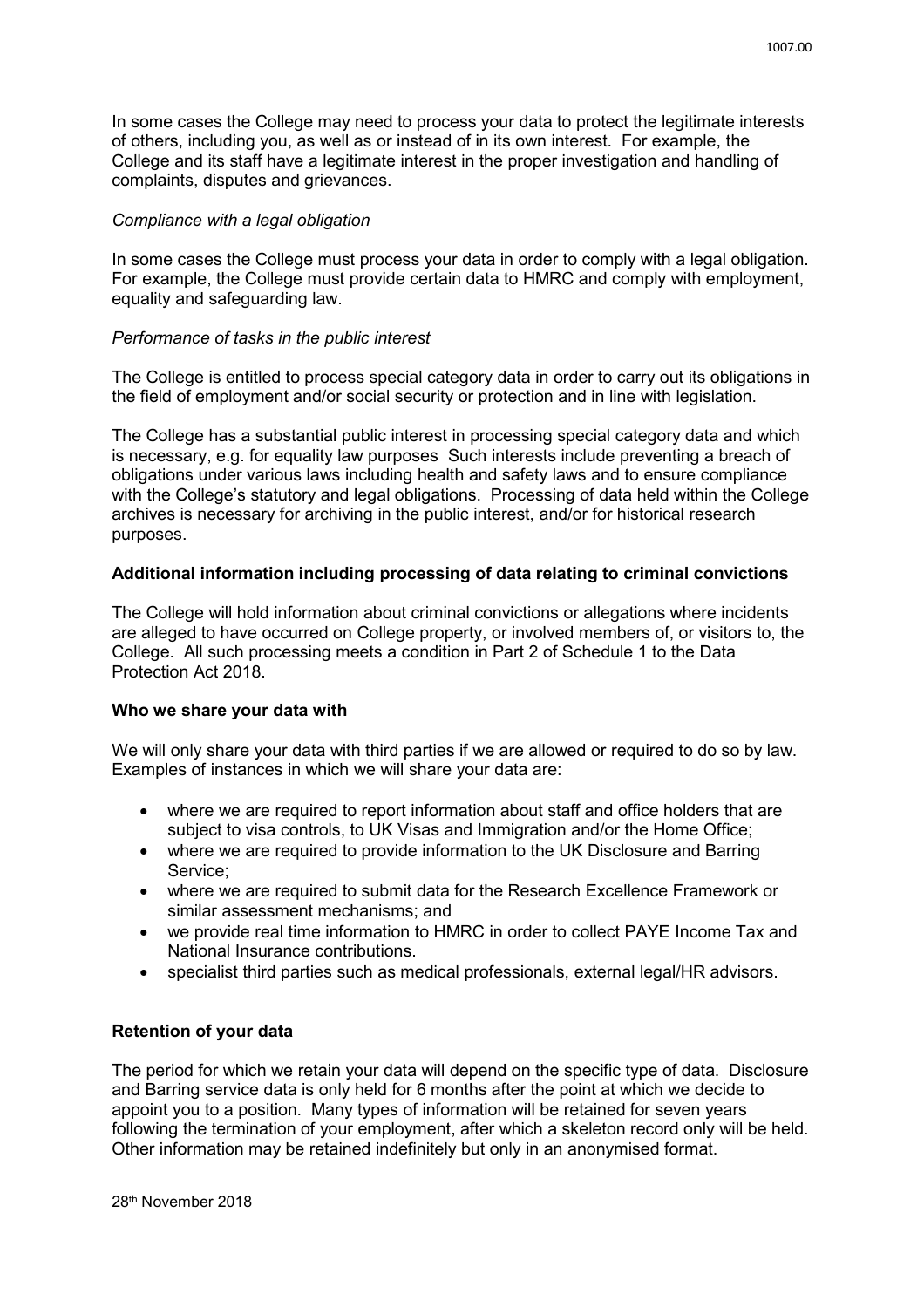In some cases the College may need to process your data to protect the legitimate interests of others, including you, as well as or instead of in its own interest. For example, the College and its staff have a legitimate interest in the proper investigation and handling of complaints, disputes and grievances.

*Compliance with a legal obligation*

In some cases the College must process your data in order to comply with a legal obligation. For example, the College must provide certain data to HMRC and comply with employment, equality and safeguarding law.

*Performance of tasks in the public interest*

The College is entitled to process special category data in order to carry out its obligations in the field of employment and/or social security or protection and in line with legislation.

The College has a substantial public interest in processing special category data and which is necessary, e.g. for equality law purposes Such interests include preventing a breach of obligations under various laws including health and safety laws and to ensure compliance with the College's statutory and legal obligations. Processing of data held within the College archives is necessary for archiving in the public interest, and/or for historical research purposes.

**Additional information including processing of data relating to criminal convictions**

The College will hold information about criminal convictions or allegations where incidents are alleged to have occurred on College property, or involved members of, or visitors to, the College. All such processing meets a condition in Part 2 of Schedule 1 to the Data Protection Act 2018.

**Who we share your data with**

We will only share your data with third parties if we are allowed or required to do so by law. Examples of instances in which we will share your data are:

- where we are required to report information about staff and office holders that are subject to visa controls, to UK Visas and Immigration and/or the Home Office;
- where we are required to provide information to the UK Disclosure and Barring Service;
- where we are required to submit data for the Research Excellence Framework or similar assessment mechanisms; and
- we provide real time information to HMRC in order to collect PAYE Income Tax and National Insurance contributions.
- specialist third parties such as medical professionals, external legal/HR advisors.

**Retention of your data**

The period for which we retain your data will depend on the specific type of data. Disclosure and Barring service data is only held for 6 months after the point at which we decide to appoint you to a position. Many types of information will be retained for seven years following the termination of your employment, after which a skeleton record only will be held. Other information may be retained indefinitely but only in an anonymised format.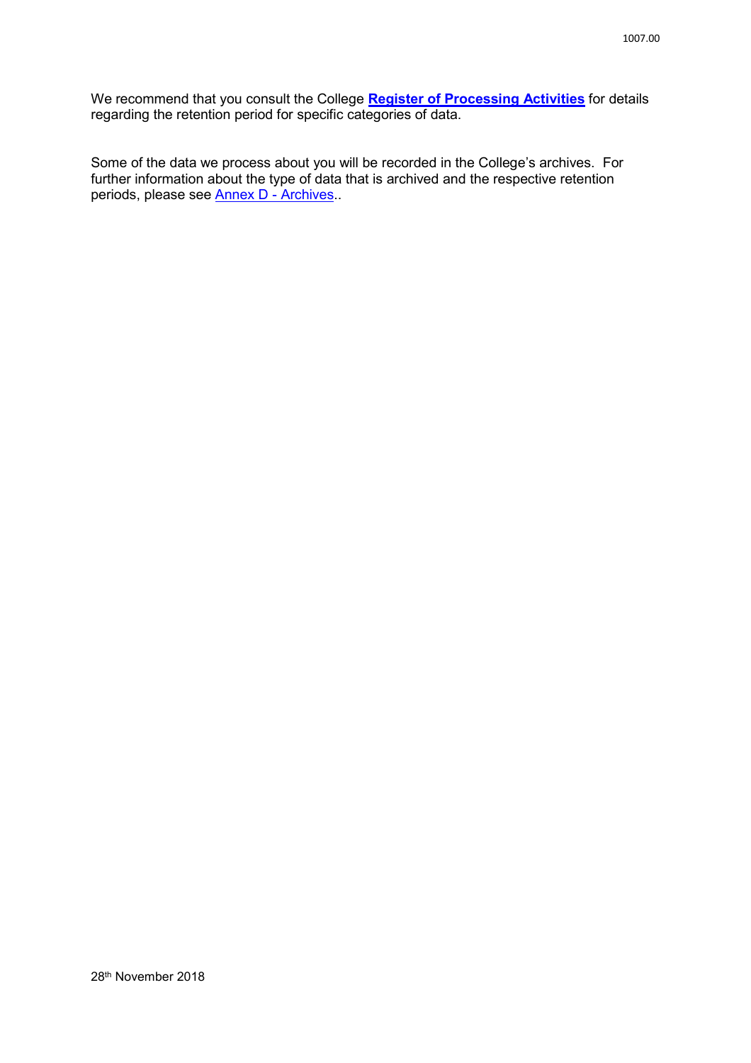We recommend that you consult the College **Register of Processing Activities** for details regarding the retention period for specific categories of data.

Some of the data we process about you will be recorded in the College's archives. For further information about the type of data that is archived and the respective retention periods, please see Annex D - Archives..